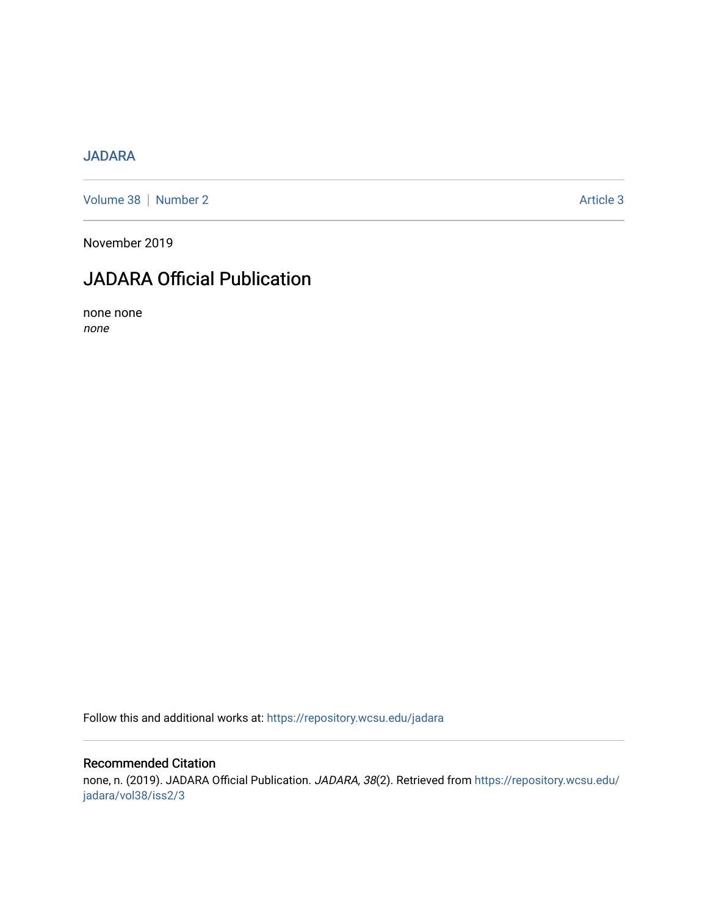JADARA

Volume 38 | Number 2 Article 3

November 2019

# JADARA Official Publication

none none
*none*

Follow this and additional works at: https://repository.wcsu.edu/jadara

## Recommended Citation

none, n. (2019). JADARA Official Publication. *JADARA, 38*(2). Retrieved from https://repository.wcsu.edu/jadara/vol38/iss2/3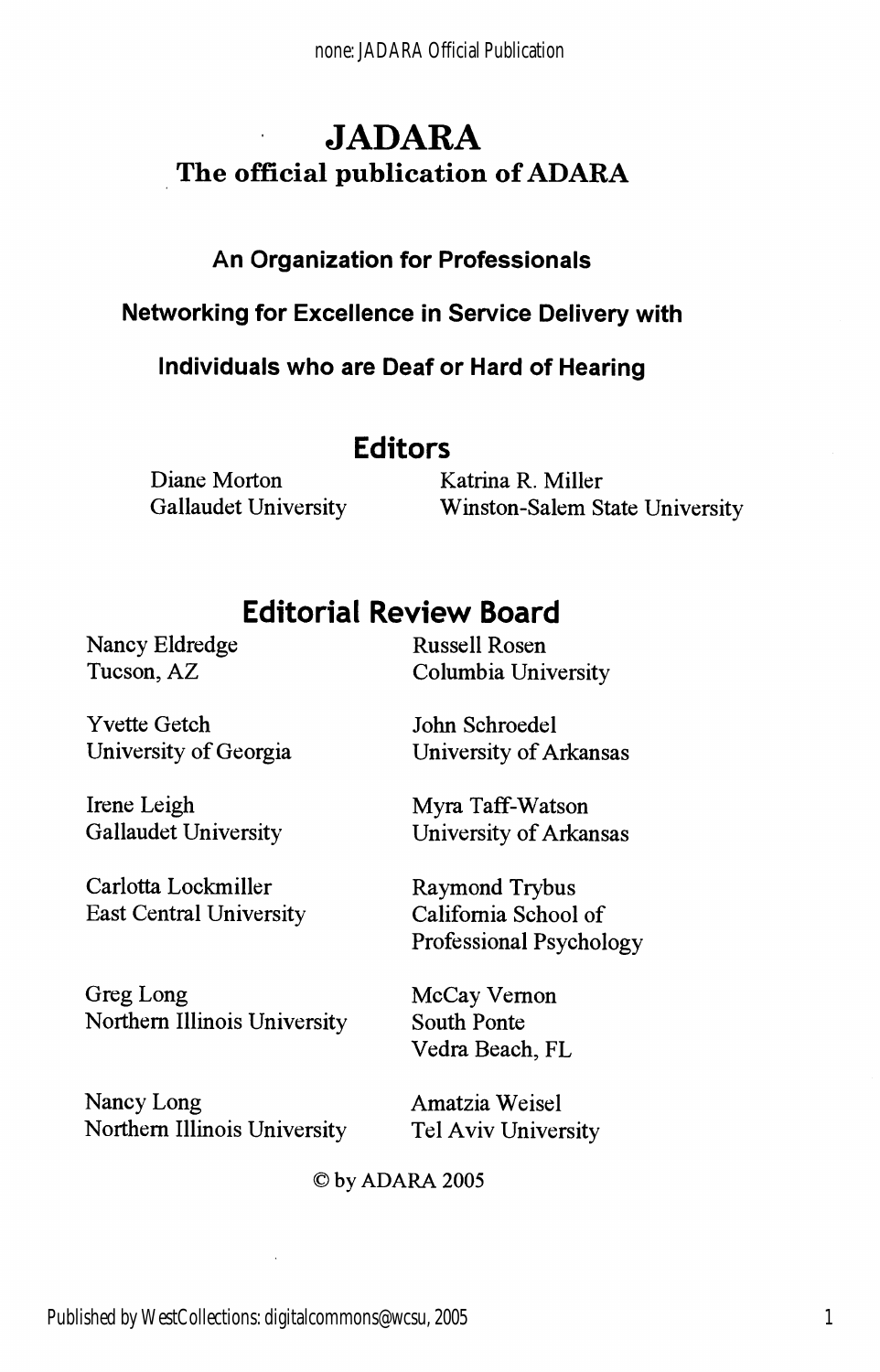# JADARA

## The official publication of ADARA

**An Organization for Professionals**

**Networking for Excellence in Service Delivery with**

**Individuals who are Deaf or Hard of Hearing**

## Editors

Diane Morton
Gallaudet University

Katrina R. Miller
Winston-Salem State University

## Editorial Review Board

Nancy Eldredge
Tucson, AZ

Yvette Getch
University of Georgia

Irene Leigh
Gallaudet University

Carlotta Lockmiller
East Central University

Greg Long
Northern Illinois University

Nancy Long
Northern Illinois University

Russell Rosen
Columbia University

John Schroedel
University of Arkansas

Myra Taff-Watson
University of Arkansas

Raymond Trybus
California School of
Professional Psychology

McCay Vernon
South Ponte
Vedra Beach, FL

Amatzia Weisel
Tel Aviv University

© by ADARA 2005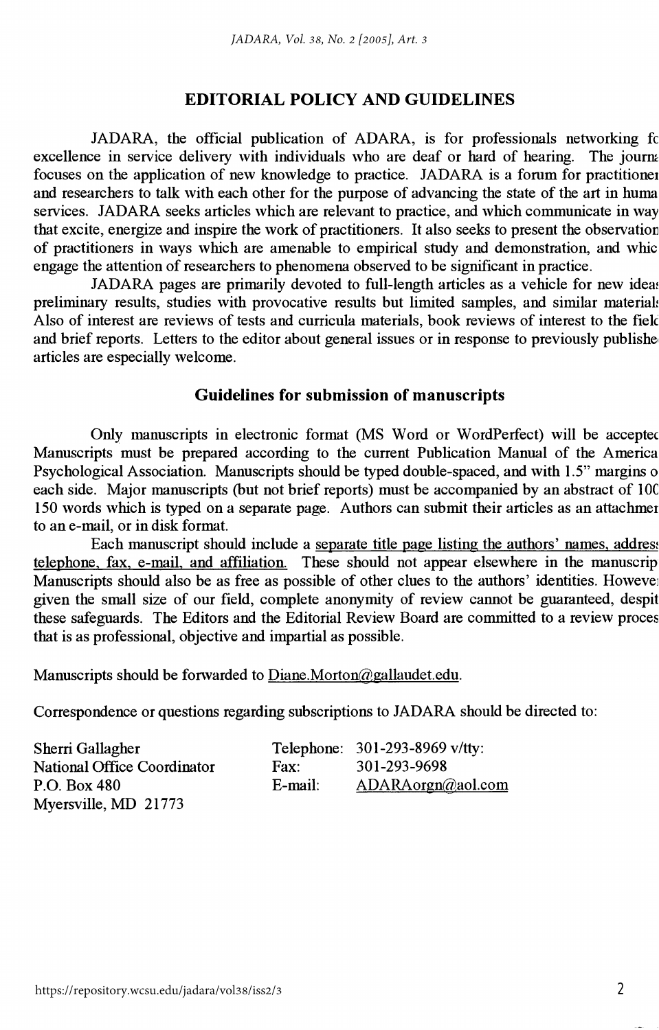## EDITORIAL POLICY AND GUIDELINES

JADARA, the official publication of ADARA, is for professionals networking fo excellence in service delivery with individuals who are deaf or hard of hearing. The journa focuses on the application of new knowledge to practice. JADARA is a forum for practitioner and researchers to talk with each other for the purpose of advancing the state of the art in huma services. JADARA seeks articles which are relevant to practice, and which communicate in way that excite, energize and inspire the work of practitioners. It also seeks to present the observation of practitioners in ways which are amenable to empirical study and demonstration, and whic engage the attention of researchers to phenomena observed to be significant in practice.

JADARA pages are primarily devoted to full-length articles as a vehicle for new ideas preliminary results, studies with provocative results but limited samples, and similar materials Also of interest are reviews of tests and curricula materials, book reviews of interest to the field and brief reports. Letters to the editor about general issues or in response to previously publishe articles are especially welcome.

### Guidelines for submission of manuscripts

Only manuscripts in electronic format (MS Word or WordPerfect) will be acceptec Manuscripts must be prepared according to the current Publication Manual of the America Psychological Association. Manuscripts should be typed double-spaced, and with 1.5" margins o each side. Major manuscripts (but not brief reports) must be accompanied by an abstract of 100 150 words which is typed on a separate page. Authors can submit their articles as an attachmer to an e-mail, or in disk format.

Each manuscript should include a separate title page listing the authors' names, address telephone, fax, e-mail, and affiliation. These should not appear elsewhere in the manuscrip Manuscripts should also be as free as possible of other clues to the authors' identities. Howeve given the small size of our field, complete anonymity of review cannot be guaranteed, despit these safeguards. The Editors and the Editorial Review Board are committed to a review proces that is as professional, objective and impartial as possible.

Manuscripts should be forwarded to Diane.Morton@gallaudet.edu.

Correspondence or questions regarding subscriptions to JADARA should be directed to:

Sherri Gallagher
National Office Coordinator
P.O. Box 480
Myersville, MD 21773

Telephone: 301-293-8969 v/tty:
Fax: 301-293-9698
E-mail: ADARAorgn@aol.com